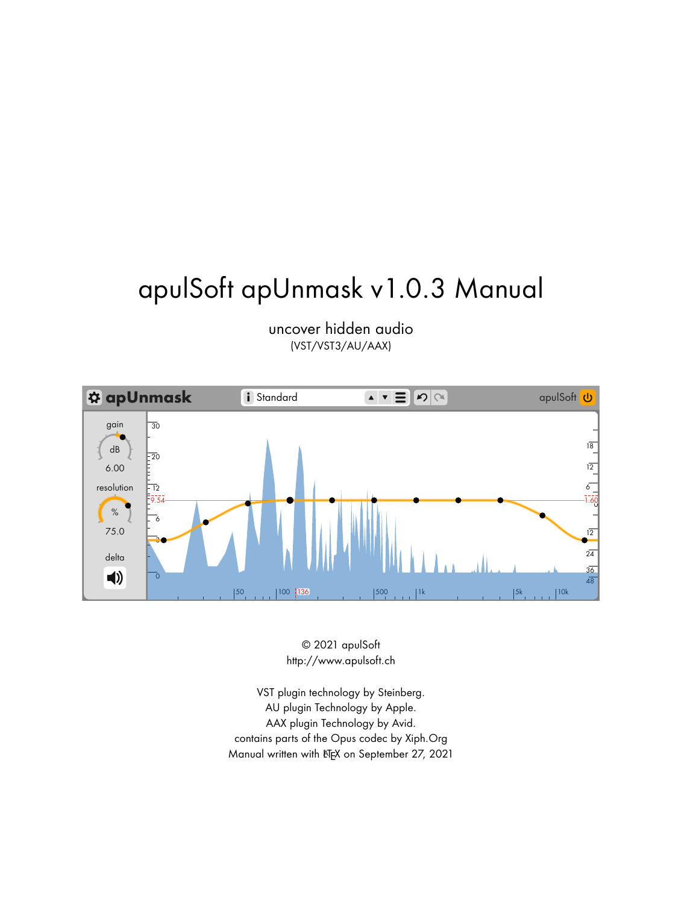# apulSoft apUnmask v1.0.3 Manual

uncover hidden audio

(VST/VST3/AU/AAX)

© 2021 apulSoft
http://www.apulsoft.ch

VST plugin technology by Steinberg.
AU plugin Technology by Apple.
AAX plugin Technology by Avid.
contains parts of the Opus codec by Xiph.Org
Manual written with LaTeX on September 27, 2021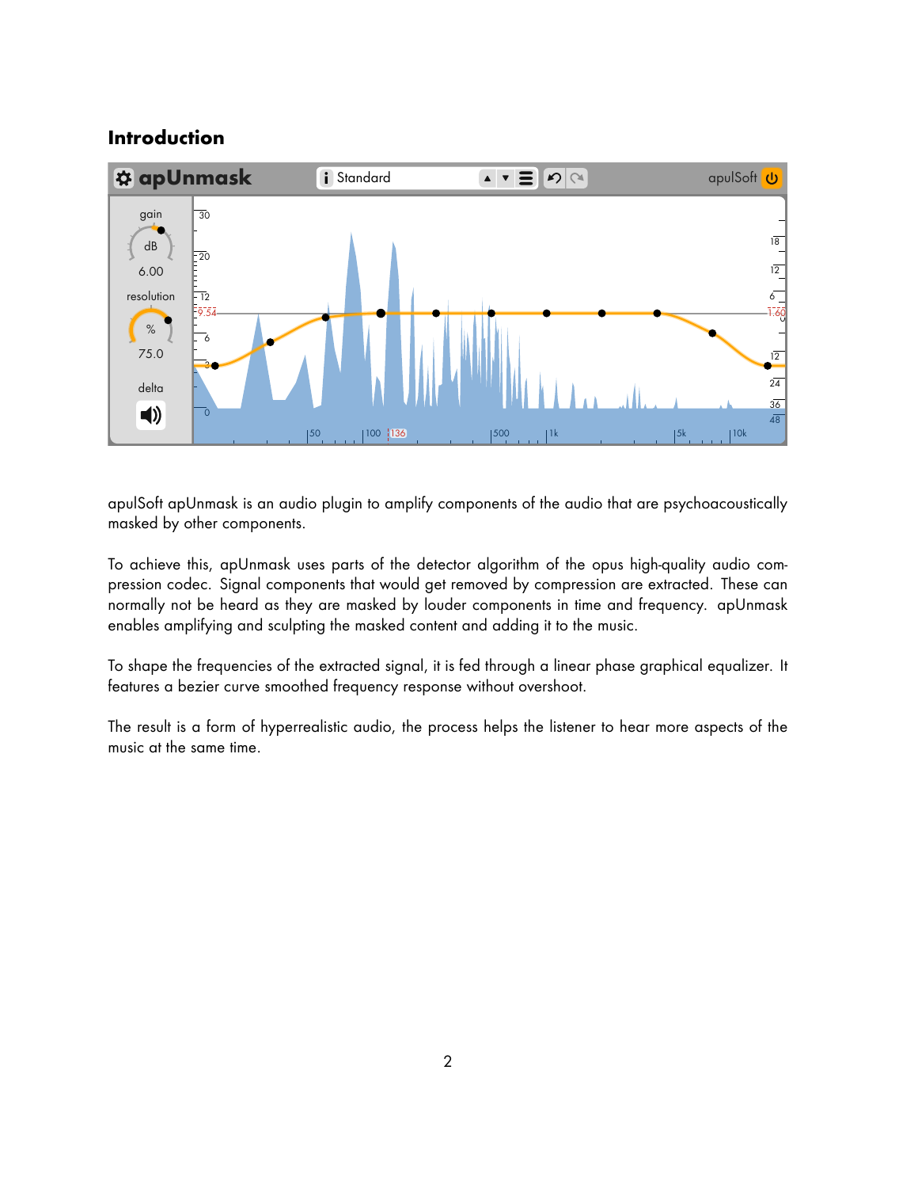## Introduction

apulSoft apUnmask is an audio plugin to amplify components of the audio that are psychoacoustically masked by other components.

To achieve this, apUnmask uses parts of the detector algorithm of the opus high-quality audio compression codec. Signal components that would get removed by compression are extracted. These can normally not be heard as they are masked by louder components in time and frequency. apUnmask enables amplifying and sculpting the masked content and adding it to the music.

To shape the frequencies of the extracted signal, it is fed through a linear phase graphical equalizer. It features a bezier curve smoothed frequency response without overshoot.

The result is a form of hyperrealistic audio, the process helps the listener to hear more aspects of the music at the same time.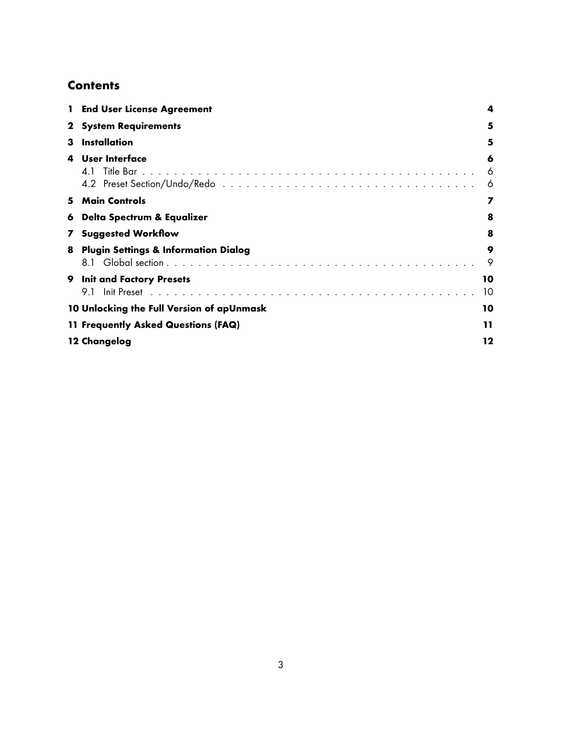## Contents

- **1 End User License Agreement** — 4
- **2 System Requirements** — 5
- **3 Installation** — 5
- **4 User Interface** — 6
  - 4.1 Title Bar — 6
  - 4.2 Preset Section/Undo/Redo — 6
- **5 Main Controls** — 7
- **6 Delta Spectrum & Equalizer** — 8
- **7 Suggested Workflow** — 8
- **8 Plugin Settings & Information Dialog** — 9
  - 8.1 Global section — 9
- **9 Init and Factory Presets** — 10
  - 9.1 Init Preset — 10
- **10 Unlocking the Full Version of apUnmask** — 10
- **11 Frequently Asked Questions (FAQ)** — 11
- **12 Changelog** — 12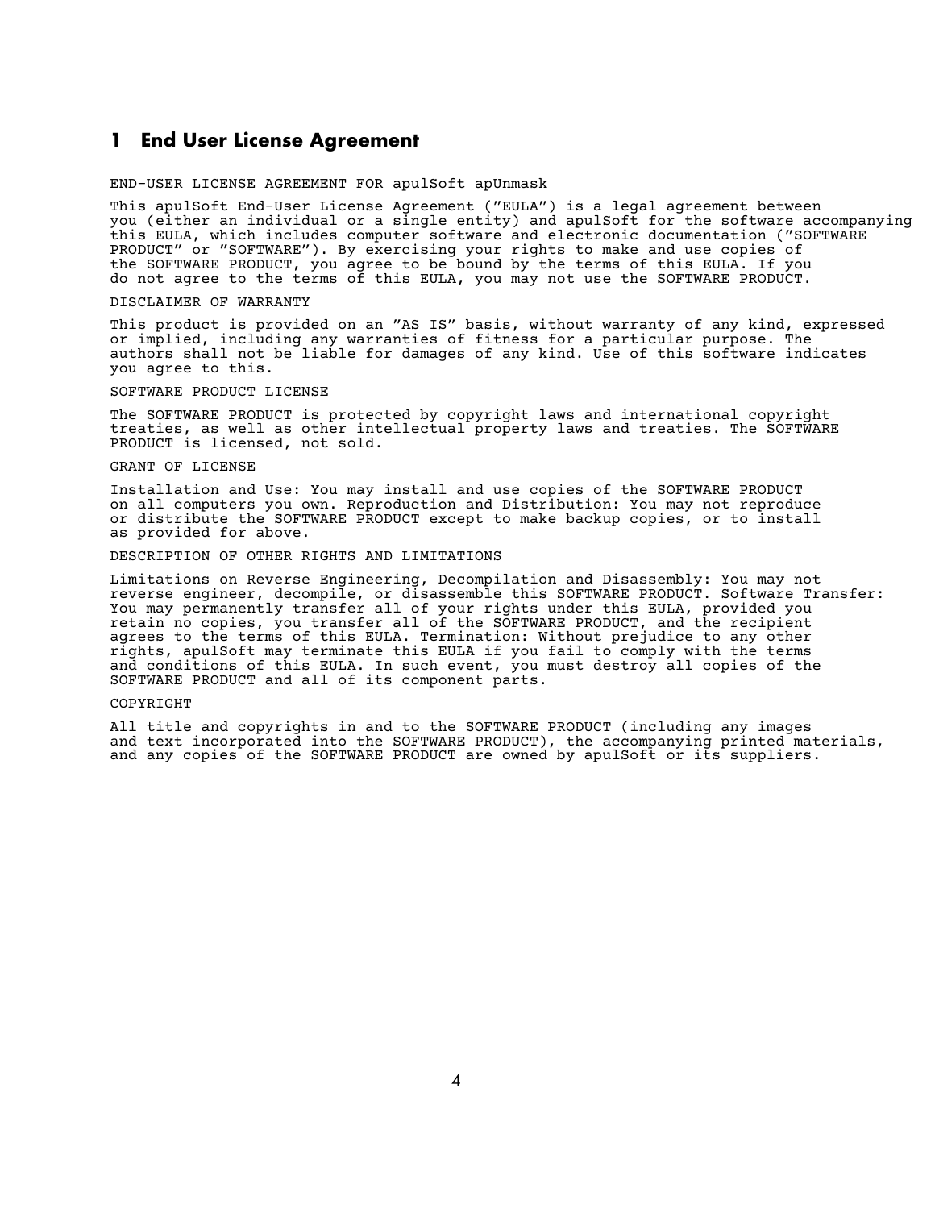# 1 End User License Agreement

END-USER LICENSE AGREEMENT FOR apulSoft apUnmask

This apulSoft End-User License Agreement ("EULA") is a legal agreement between you (either an individual or a single entity) and apulSoft for the software accompanying this EULA, which includes computer software and electronic documentation ("SOFTWARE PRODUCT" or "SOFTWARE"). By exercising your rights to make and use copies of the SOFTWARE PRODUCT, you agree to be bound by the terms of this EULA. If you do not agree to the terms of this EULA, you may not use the SOFTWARE PRODUCT.

DISCLAIMER OF WARRANTY

This product is provided on an "AS IS" basis, without warranty of any kind, expressed or implied, including any warranties of fitness for a particular purpose. The authors shall not be liable for damages of any kind. Use of this software indicates you agree to this.

SOFTWARE PRODUCT LICENSE

The SOFTWARE PRODUCT is protected by copyright laws and international copyright treaties, as well as other intellectual property laws and treaties. The SOFTWARE PRODUCT is licensed, not sold.

GRANT OF LICENSE

Installation and Use: You may install and use copies of the SOFTWARE PRODUCT on all computers you own. Reproduction and Distribution: You may not reproduce or distribute the SOFTWARE PRODUCT except to make backup copies, or to install as provided for above.

DESCRIPTION OF OTHER RIGHTS AND LIMITATIONS

Limitations on Reverse Engineering, Decompilation and Disassembly: You may not reverse engineer, decompile, or disassemble this SOFTWARE PRODUCT. Software Transfer: You may permanently transfer all of your rights under this EULA, provided you retain no copies, you transfer all of the SOFTWARE PRODUCT, and the recipient agrees to the terms of this EULA. Termination: Without prejudice to any other rights, apulSoft may terminate this EULA if you fail to comply with the terms and conditions of this EULA. In such event, you must destroy all copies of the SOFTWARE PRODUCT and all of its component parts.

COPYRIGHT

All title and copyrights in and to the SOFTWARE PRODUCT (including any images and text incorporated into the SOFTWARE PRODUCT), the accompanying printed materials, and any copies of the SOFTWARE PRODUCT are owned by apulSoft or its suppliers.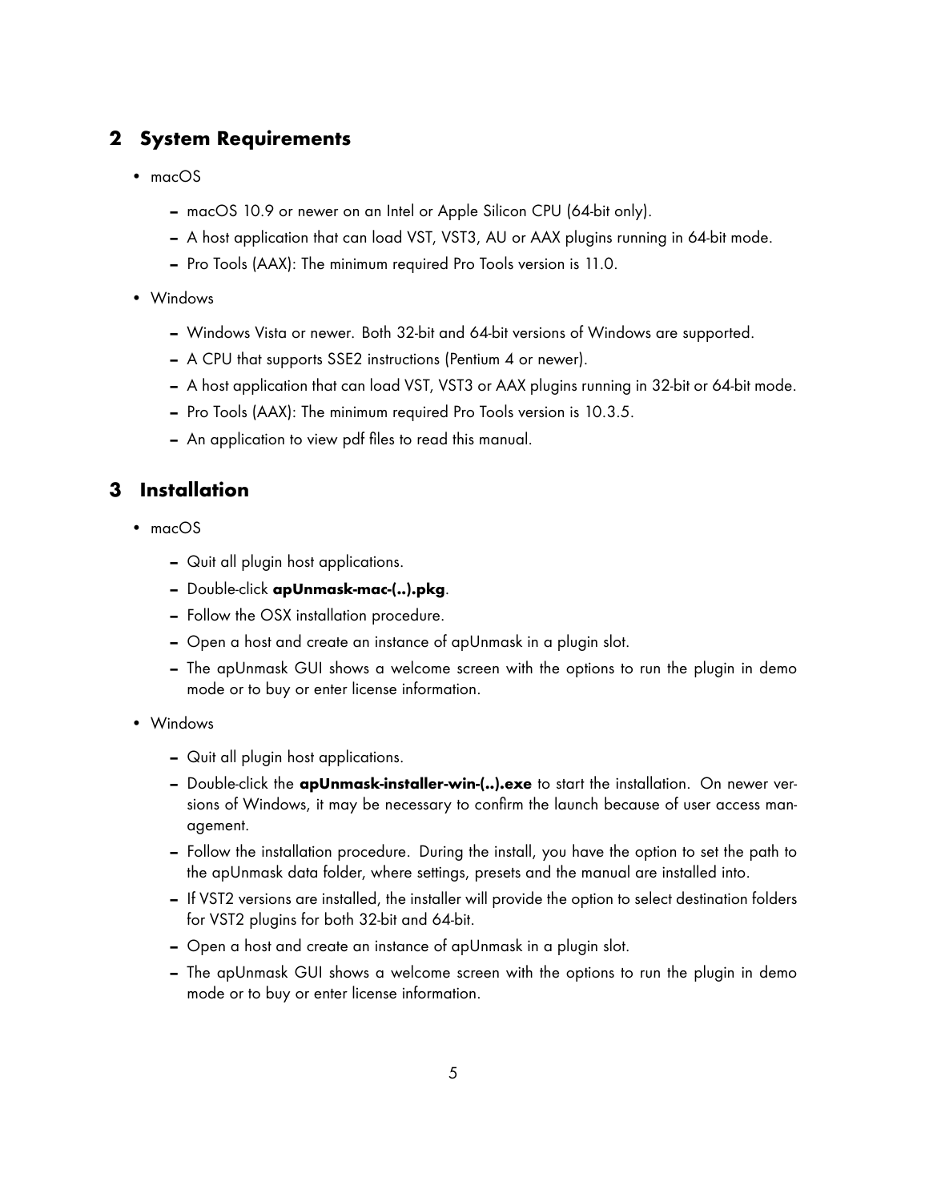## 2 System Requirements

- macOS
  - macOS 10.9 or newer on an Intel or Apple Silicon CPU (64-bit only).
  - A host application that can load VST, VST3, AU or AAX plugins running in 64-bit mode.
  - Pro Tools (AAX): The minimum required Pro Tools version is 11.0.
- Windows
  - Windows Vista or newer. Both 32-bit and 64-bit versions of Windows are supported.
  - A CPU that supports SSE2 instructions (Pentium 4 or newer).
  - A host application that can load VST, VST3 or AAX plugins running in 32-bit or 64-bit mode.
  - Pro Tools (AAX): The minimum required Pro Tools version is 10.3.5.
  - An application to view pdf files to read this manual.

## 3 Installation

- macOS
  - Quit all plugin host applications.
  - Double-click **apUnmask-mac-(..).pkg**.
  - Follow the OSX installation procedure.
  - Open a host and create an instance of apUnmask in a plugin slot.
  - The apUnmask GUI shows a welcome screen with the options to run the plugin in demo mode or to buy or enter license information.
- Windows
  - Quit all plugin host applications.
  - Double-click the **apUnmask-installer-win-(..).exe** to start the installation. On newer versions of Windows, it may be necessary to confirm the launch because of user access management.
  - Follow the installation procedure. During the install, you have the option to set the path to the apUnmask data folder, where settings, presets and the manual are installed into.
  - If VST2 versions are installed, the installer will provide the option to select destination folders for VST2 plugins for both 32-bit and 64-bit.
  - Open a host and create an instance of apUnmask in a plugin slot.
  - The apUnmask GUI shows a welcome screen with the options to run the plugin in demo mode or to buy or enter license information.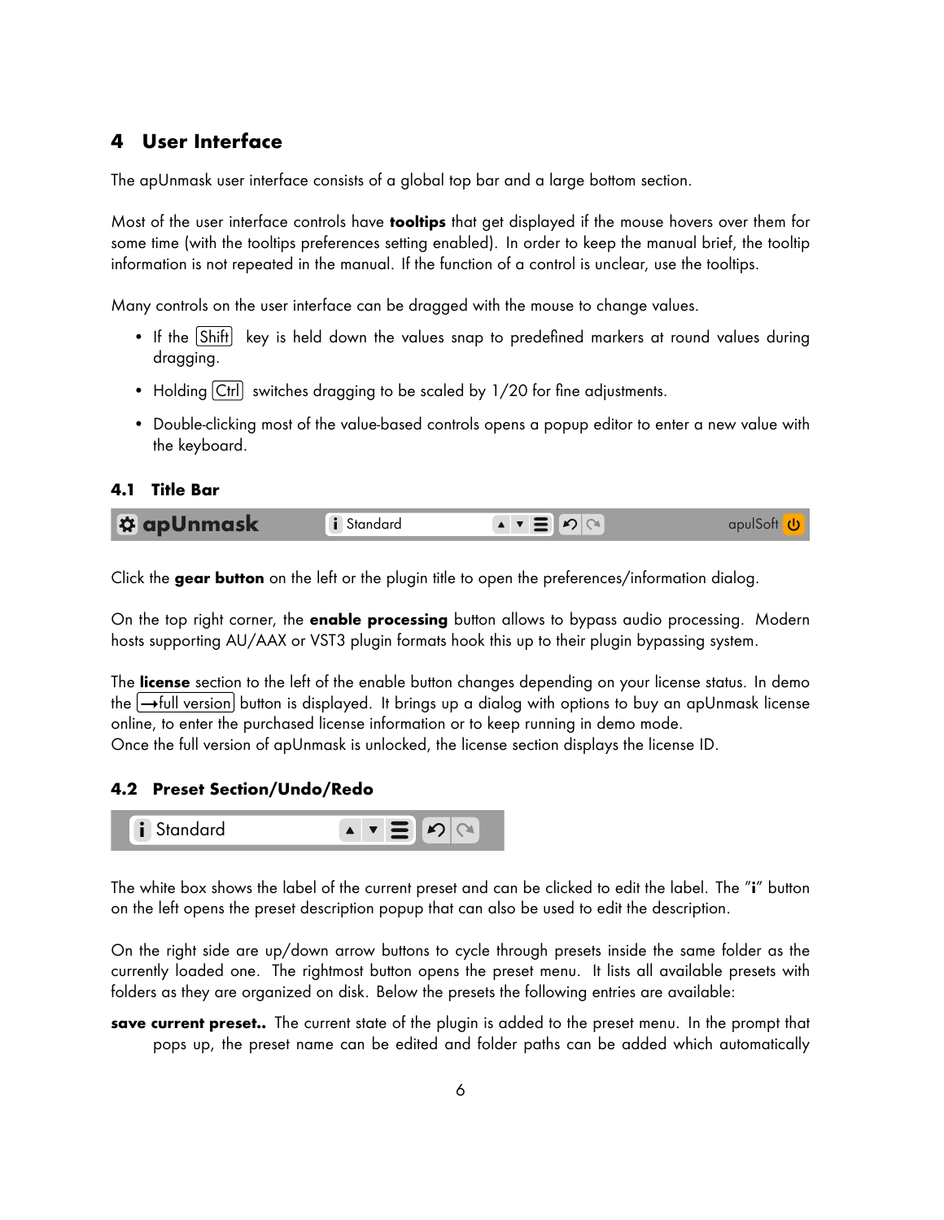## 4 User Interface

The apUnmask user interface consists of a global top bar and a large bottom section.

Most of the user interface controls have **tooltips** that get displayed if the mouse hovers over them for some time (with the tooltips preferences setting enabled). In order to keep the manual brief, the tooltip information is not repeated in the manual. If the function of a control is unclear, use the tooltips.

Many controls on the user interface can be dragged with the mouse to change values.

- If the Shift key is held down the values snap to predefined markers at round values during dragging.
- Holding Ctrl switches dragging to be scaled by 1/20 for fine adjustments.
- Double-clicking most of the value-based controls opens a popup editor to enter a new value with the keyboard.

### 4.1 Title Bar

Click the **gear button** on the left or the plugin title to open the preferences/information dialog.

On the top right corner, the **enable processing** button allows to bypass audio processing. Modern hosts supporting AU/AAX or VST3 plugin formats hook this up to their plugin bypassing system.

The **license** section to the left of the enable button changes depending on your license status. In demo the →full version button is displayed. It brings up a dialog with options to buy an apUnmask license online, to enter the purchased license information or to keep running in demo mode.
Once the full version of apUnmask is unlocked, the license section displays the license ID.

### 4.2 Preset Section/Undo/Redo

The white box shows the label of the current preset and can be clicked to edit the label. The "**i**" button on the left opens the preset description popup that can also be used to edit the description.

On the right side are up/down arrow buttons to cycle through presets inside the same folder as the currently loaded one. The rightmost button opens the preset menu. It lists all available presets with folders as they are organized on disk. Below the presets the following entries are available:

**save current preset..** The current state of the plugin is added to the preset menu. In the prompt that pops up, the preset name can be edited and folder paths can be added which automatically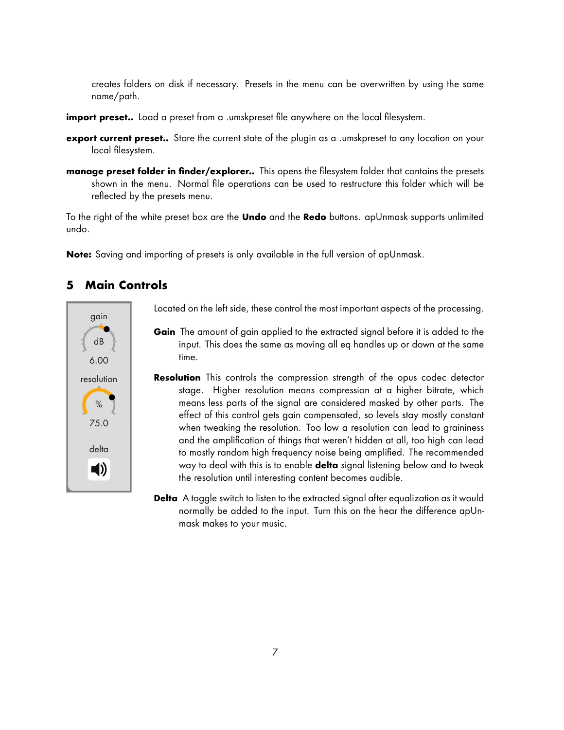creates folders on disk if necessary. Presets in the menu can be overwritten by using the same name/path.

**import preset..** Load a preset from a .umskpreset file anywhere on the local filesystem.

**export current preset..** Store the current state of the plugin as a .umskpreset to any location on your local filesystem.

**manage preset folder in finder/explorer..** This opens the filesystem folder that contains the presets shown in the menu. Normal file operations can be used to restructure this folder which will be reflected by the presets menu.

To the right of the white preset box are the **Undo** and the **Redo** buttons. apUnmask supports unlimited undo.

**Note:** Saving and importing of presets is only available in the full version of apUnmask.

## 5 Main Controls

Located on the left side, these control the most important aspects of the processing.

**Gain** The amount of gain applied to the extracted signal before it is added to the input. This does the same as moving all eq handles up or down at the same time.

**Resolution** This controls the compression strength of the opus codec detector stage. Higher resolution means compression at a higher bitrate, which means less parts of the signal are considered masked by other parts. The effect of this control gets gain compensated, so levels stay mostly constant when tweaking the resolution. Too low a resolution can lead to graininess and the amplification of things that weren't hidden at all, too high can lead to mostly random high frequency noise being amplified. The recommended way to deal with this is to enable **delta** signal listening below and to tweak the resolution until interesting content becomes audible.

**Delta** A toggle switch to listen to the extracted signal after equalization as it would normally be added to the input. Turn this on the hear the difference apUnmask makes to your music.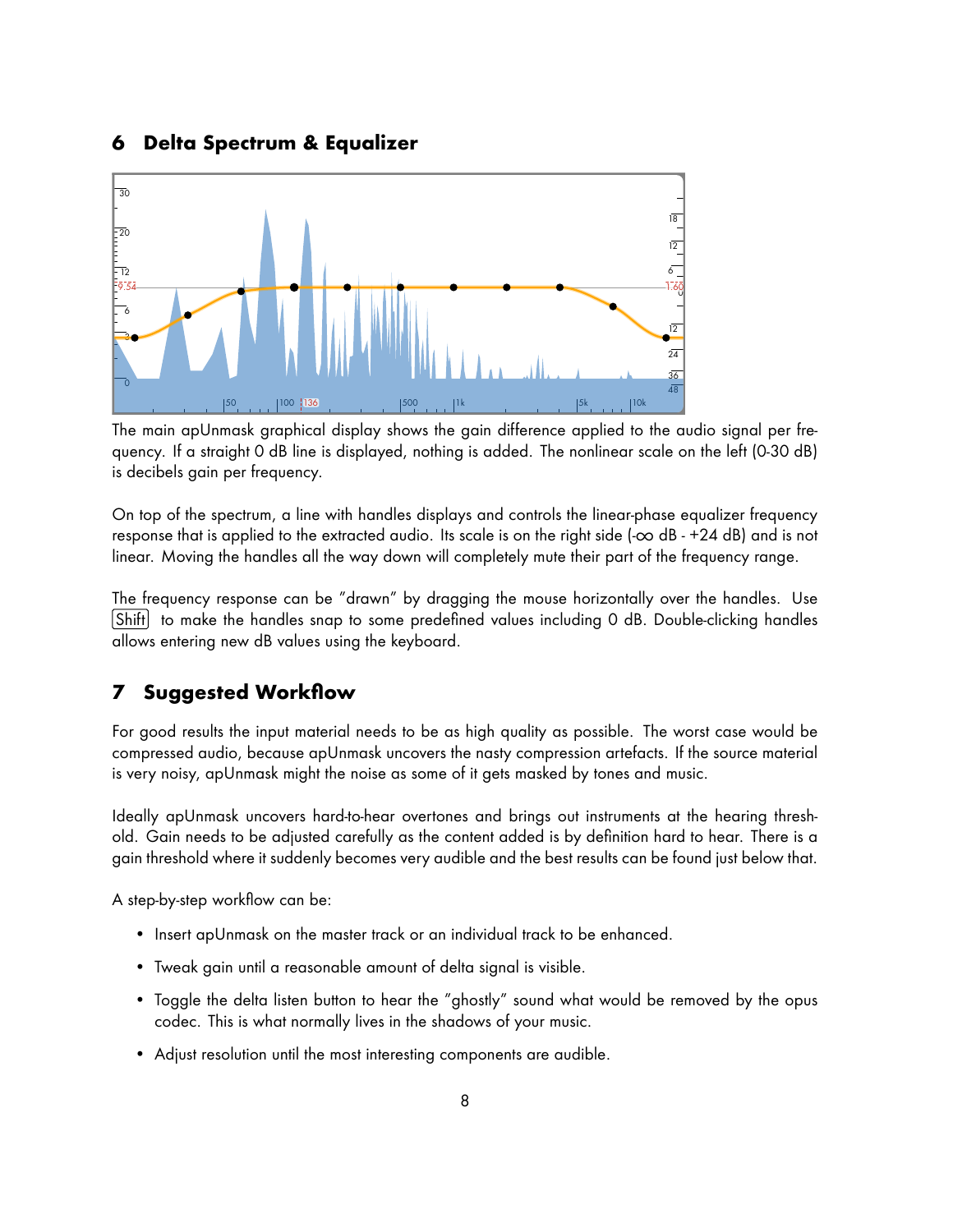## 6 Delta Spectrum & Equalizer

The main apUnmask graphical display shows the gain difference applied to the audio signal per frequency. If a straight 0 dB line is displayed, nothing is added. The nonlinear scale on the left (0-30 dB) is decibels gain per frequency.

On top of the spectrum, a line with handles displays and controls the linear-phase equalizer frequency response that is applied to the extracted audio. Its scale is on the right side (-∞ dB - +24 dB) and is not linear. Moving the handles all the way down will completely mute their part of the frequency range.

The frequency response can be "drawn" by dragging the mouse horizontally over the handles. Use Shift to make the handles snap to some predefined values including 0 dB. Double-clicking handles allows entering new dB values using the keyboard.

## 7 Suggested Workflow

For good results the input material needs to be as high quality as possible. The worst case would be compressed audio, because apUnmask uncovers the nasty compression artefacts. If the source material is very noisy, apUnmask might the noise as some of it gets masked by tones and music.

Ideally apUnmask uncovers hard-to-hear overtones and brings out instruments at the hearing threshold. Gain needs to be adjusted carefully as the content added is by definition hard to hear. There is a gain threshold where it suddenly becomes very audible and the best results can be found just below that.

A step-by-step workflow can be:

- Insert apUnmask on the master track or an individual track to be enhanced.
- Tweak gain until a reasonable amount of delta signal is visible.
- Toggle the delta listen button to hear the "ghostly" sound what would be removed by the opus codec. This is what normally lives in the shadows of your music.
- Adjust resolution until the most interesting components are audible.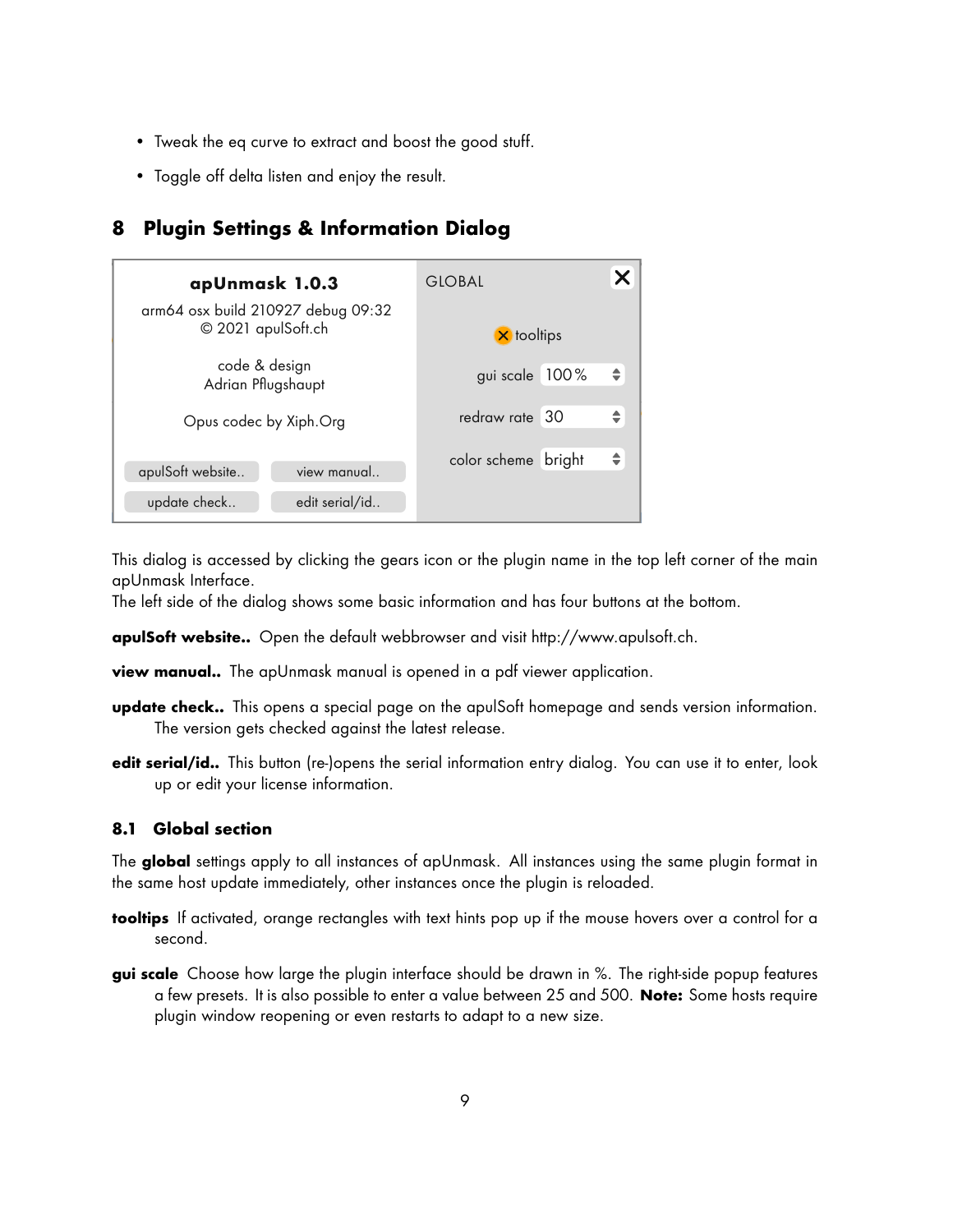- Tweak the eq curve to extract and boost the good stuff.
- Toggle off delta listen and enjoy the result.

# 8 Plugin Settings & Information Dialog

This dialog is accessed by clicking the gears icon or the plugin name in the top left corner of the main apUnmask Interface.
The left side of the dialog shows some basic information and has four buttons at the bottom.

**apulSoft website..** Open the default webbrowser and visit http://www.apulsoft.ch.

**view manual..** The apUnmask manual is opened in a pdf viewer application.

**update check..** This opens a special page on the apulSoft homepage and sends version information. The version gets checked against the latest release.

**edit serial/id..** This button (re-)opens the serial information entry dialog. You can use it to enter, look up or edit your license information.

## 8.1 Global section

The **global** settings apply to all instances of apUnmask. All instances using the same plugin format in the same host update immediately, other instances once the plugin is reloaded.

**tooltips** If activated, orange rectangles with text hints pop up if the mouse hovers over a control for a second.

**gui scale** Choose how large the plugin interface should be drawn in %. The right-side popup features a few presets. It is also possible to enter a value between 25 and 500. **Note:** Some hosts require plugin window reopening or even restarts to adapt to a new size.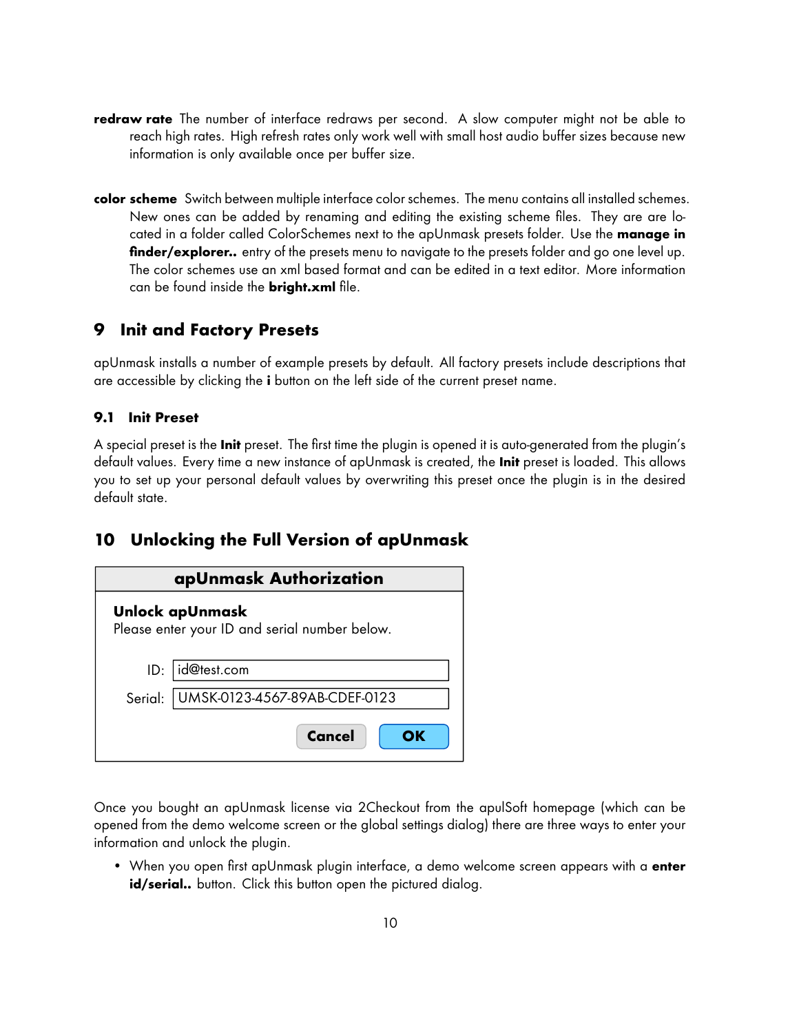**redraw rate** The number of interface redraws per second. A slow computer might not be able to reach high rates. High refresh rates only work well with small host audio buffer sizes because new information is only available once per buffer size.

**color scheme** Switch between multiple interface color schemes. The menu contains all installed schemes. New ones can be added by renaming and editing the existing scheme files. They are are located in a folder called ColorSchemes next to the apUnmask presets folder. Use the **manage in finder/explorer..** entry of the presets menu to navigate to the presets folder and go one level up. The color schemes use an xml based format and can be edited in a text editor. More information can be found inside the **bright.xml** file.

## 9 Init and Factory Presets

apUnmask installs a number of example presets by default. All factory presets include descriptions that are accessible by clicking the **i** button on the left side of the current preset name.

### 9.1 Init Preset

A special preset is the **Init** preset. The first time the plugin is opened it is auto-generated from the plugin's default values. Every time a new instance of apUnmask is created, the **Init** preset is loaded. This allows you to set up your personal default values by overwriting this preset once the plugin is in the desired default state.

## 10 Unlocking the Full Version of apUnmask

**apUnmask Authorization**

**Unlock apUnmask**
Please enter your ID and serial number below.

ID: id@test.com

Serial: UMSK-0123-4567-89AB-CDEF-0123

Cancel | OK

Once you bought an apUnmask license via 2Checkout from the apulSoft homepage (which can be opened from the demo welcome screen or the global settings dialog) there are three ways to enter your information and unlock the plugin.

- When you open first apUnmask plugin interface, a demo welcome screen appears with a **enter id/serial..** button. Click this button open the pictured dialog.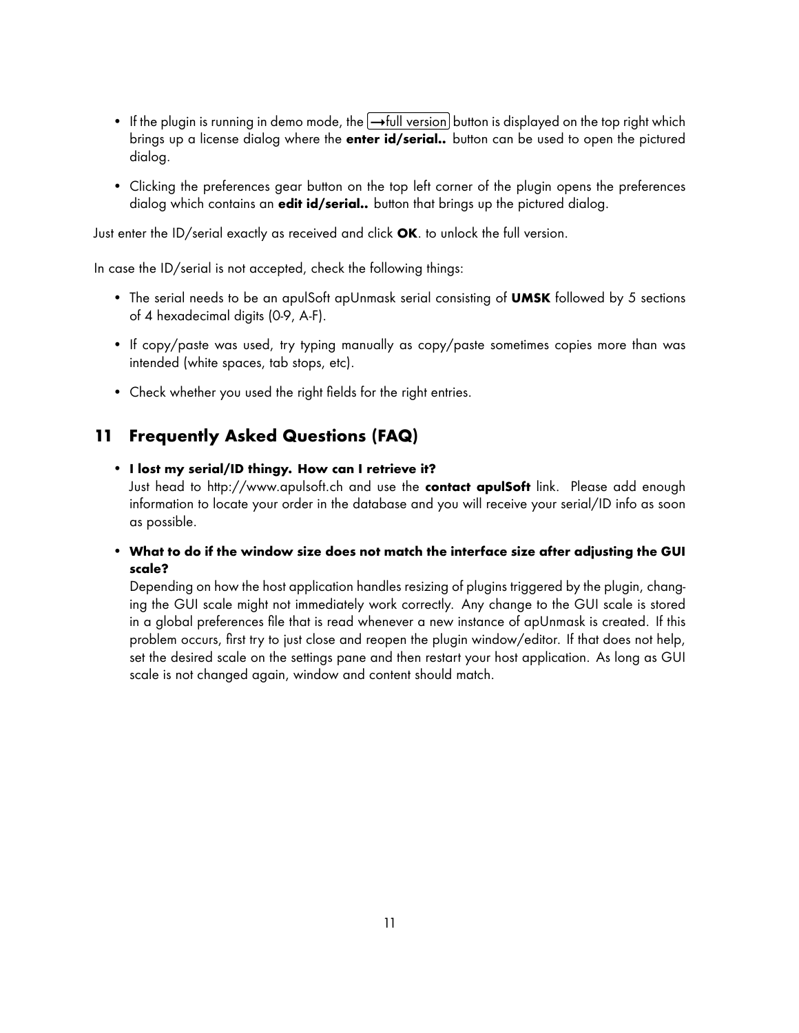- If the plugin is running in demo mode, the →full version button is displayed on the top right which brings up a license dialog where the **enter id/serial..** button can be used to open the pictured dialog.
- Clicking the preferences gear button on the top left corner of the plugin opens the preferences dialog which contains an **edit id/serial..** button that brings up the pictured dialog.

Just enter the ID/serial exactly as received and click **OK**. to unlock the full version.

In case the ID/serial is not accepted, check the following things:

- The serial needs to be an apulSoft apUnmask serial consisting of **UMSK** followed by 5 sections of 4 hexadecimal digits (0-9, A-F).
- If copy/paste was used, try typing manually as copy/paste sometimes copies more than was intended (white spaces, tab stops, etc).
- Check whether you used the right fields for the right entries.

## 11 Frequently Asked Questions (FAQ)

- **I lost my serial/ID thingy. How can I retrieve it?**
  Just head to http://www.apulsoft.ch and use the **contact apulSoft** link. Please add enough information to locate your order in the database and you will receive your serial/ID info as soon as possible.
- **What to do if the window size does not match the interface size after adjusting the GUI scale?**
  Depending on how the host application handles resizing of plugins triggered by the plugin, changing the GUI scale might not immediately work correctly. Any change to the GUI scale is stored in a global preferences file that is read whenever a new instance of apUnmask is created. If this problem occurs, first try to just close and reopen the plugin window/editor. If that does not help, set the desired scale on the settings pane and then restart your host application. As long as GUI scale is not changed again, window and content should match.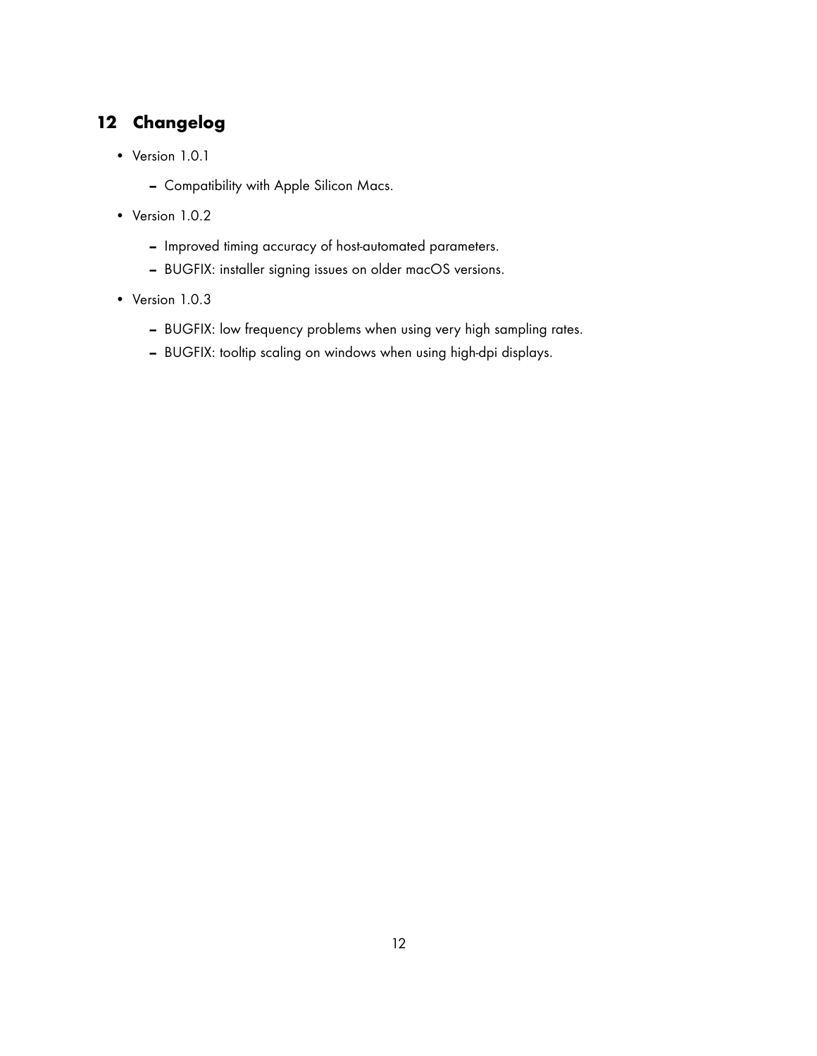## 12 Changelog

- Version 1.0.1
  - Compatibility with Apple Silicon Macs.
- Version 1.0.2
  - Improved timing accuracy of host-automated parameters.
  - BUGFIX: installer signing issues on older macOS versions.
- Version 1.0.3
  - BUGFIX: low frequency problems when using very high sampling rates.
  - BUGFIX: tooltip scaling on windows when using high-dpi displays.